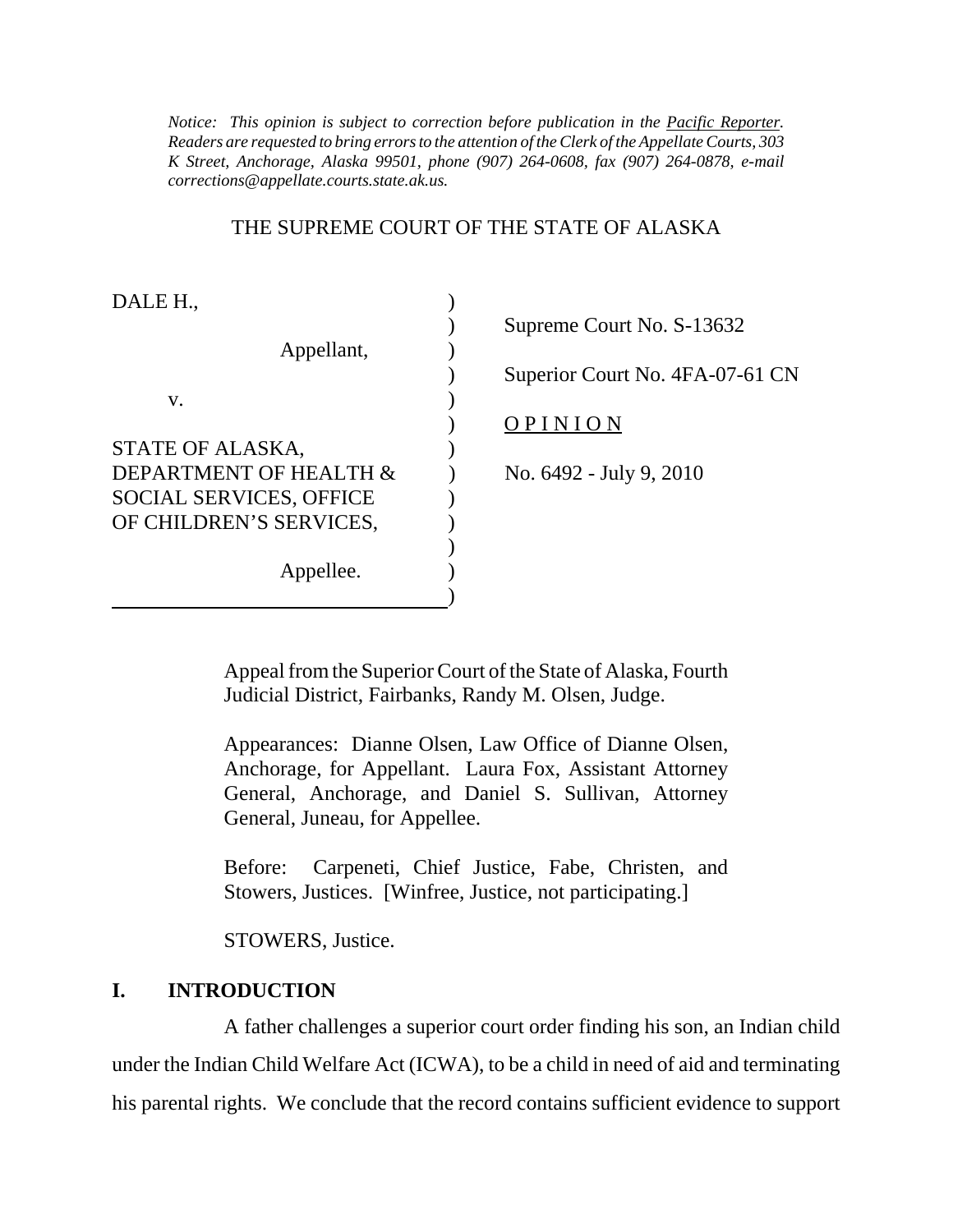*Notice: This opinion is subject to correction before publication in the Pacific Reporter. Readers are requested to bring errors to the attention of the Clerk of the Appellate Courts, 303 K Street, Anchorage, Alaska 99501, phone (907) 264-0608, fax (907) 264-0878, e-mail corrections@appellate.courts.state.ak.us.*

THE SUPREME COURT OF THE STATE OF ALASKA

DALE H.,

Appellant,

v.

STATE OF ALASKA, DEPARTMENT OF HEALTH & SOCIAL SERVICES, OFFICE OF CHILDREN'S SERVICES,

Appellee.

Supreme Court No. S-13632

Superior Court No. 4FA-07-61 CN

OPINION

No. 6492 - July 9, 2010

Appeal from the Superior Court of the State of Alaska, Fourth Judicial District, Fairbanks, Randy M. Olsen, Judge.

Appearances: Dianne Olsen, Law Office of Dianne Olsen, Anchorage, for Appellant. Laura Fox, Assistant Attorney General, Anchorage, and Daniel S. Sullivan, Attorney General, Juneau, for Appellee.

Before: Carpeneti, Chief Justice, Fabe, Christen, and Stowers, Justices. [Winfree, Justice, not participating.]

STOWERS, Justice.

## I. INTRODUCTION

A father challenges a superior court order finding his son, an Indian child under the Indian Child Welfare Act (ICWA), to be a child in need of aid and terminating his parental rights. We conclude that the record contains sufficient evidence to support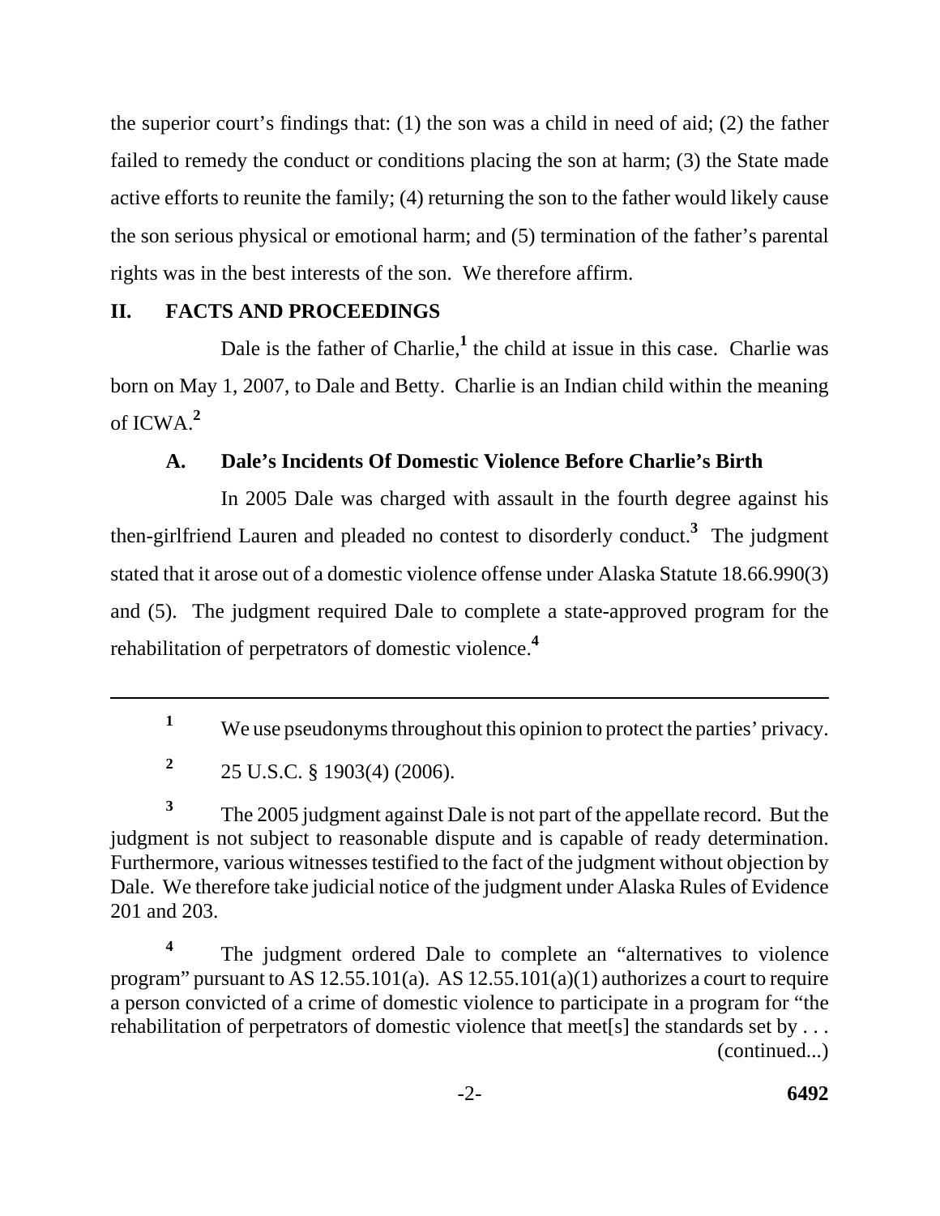the superior court's findings that: (1) the son was a child in need of aid; (2) the father failed to remedy the conduct or conditions placing the son at harm; (3) the State made active efforts to reunite the family; (4) returning the son to the father would likely cause the son serious physical or emotional harm; and (5) termination of the father's parental rights was in the best interests of the son. We therefore affirm.

## II. FACTS AND PROCEEDINGS

Dale is the father of Charlie,[1] the child at issue in this case. Charlie was born on May 1, 2007, to Dale and Betty. Charlie is an Indian child within the meaning of ICWA.[2]

### A. Dale's Incidents Of Domestic Violence Before Charlie's Birth

In 2005 Dale was charged with assault in the fourth degree against his then-girlfriend Lauren and pleaded no contest to disorderly conduct.[3] The judgment stated that it arose out of a domestic violence offense under Alaska Statute 18.66.990(3) and (5). The judgment required Dale to complete a state-approved program for the rehabilitation of perpetrators of domestic violence.[4]

---

[1] We use pseudonyms throughout this opinion to protect the parties' privacy.

[2] 25 U.S.C. § 1903(4) (2006).

[3] The 2005 judgment against Dale is not part of the appellate record. But the judgment is not subject to reasonable dispute and is capable of ready determination. Furthermore, various witnesses testified to the fact of the judgment without objection by Dale. We therefore take judicial notice of the judgment under Alaska Rules of Evidence 201 and 203.

[4] The judgment ordered Dale to complete an "alternatives to violence program" pursuant to AS 12.55.101(a). AS 12.55.101(a)(1) authorizes a court to require a person convicted of a crime of domestic violence to participate in a program for "the rehabilitation of perpetrators of domestic violence that meet[s] the standards set by . . . (continued...)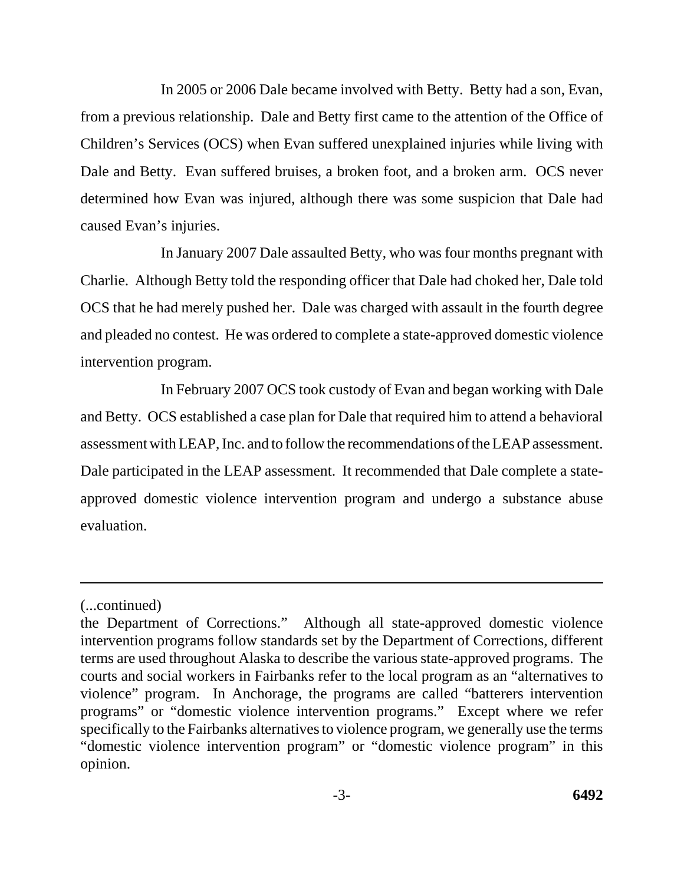In 2005 or 2006 Dale became involved with Betty. Betty had a son, Evan, from a previous relationship. Dale and Betty first came to the attention of the Office of Children's Services (OCS) when Evan suffered unexplained injuries while living with Dale and Betty. Evan suffered bruises, a broken foot, and a broken arm. OCS never determined how Evan was injured, although there was some suspicion that Dale had caused Evan's injuries.

In January 2007 Dale assaulted Betty, who was four months pregnant with Charlie. Although Betty told the responding officer that Dale had choked her, Dale told OCS that he had merely pushed her. Dale was charged with assault in the fourth degree and pleaded no contest. He was ordered to complete a state-approved domestic violence intervention program.

In February 2007 OCS took custody of Evan and began working with Dale and Betty. OCS established a case plan for Dale that required him to attend a behavioral assessment with LEAP, Inc. and to follow the recommendations of the LEAP assessment. Dale participated in the LEAP assessment. It recommended that Dale complete a state-approved domestic violence intervention program and undergo a substance abuse evaluation.

---

(...continued)

the Department of Corrections." Although all state-approved domestic violence intervention programs follow standards set by the Department of Corrections, different terms are used throughout Alaska to describe the various state-approved programs. The courts and social workers in Fairbanks refer to the local program as an "alternatives to violence" program. In Anchorage, the programs are called "batterers intervention programs" or "domestic violence intervention programs." Except where we refer specifically to the Fairbanks alternatives to violence program, we generally use the terms "domestic violence intervention program" or "domestic violence program" in this opinion.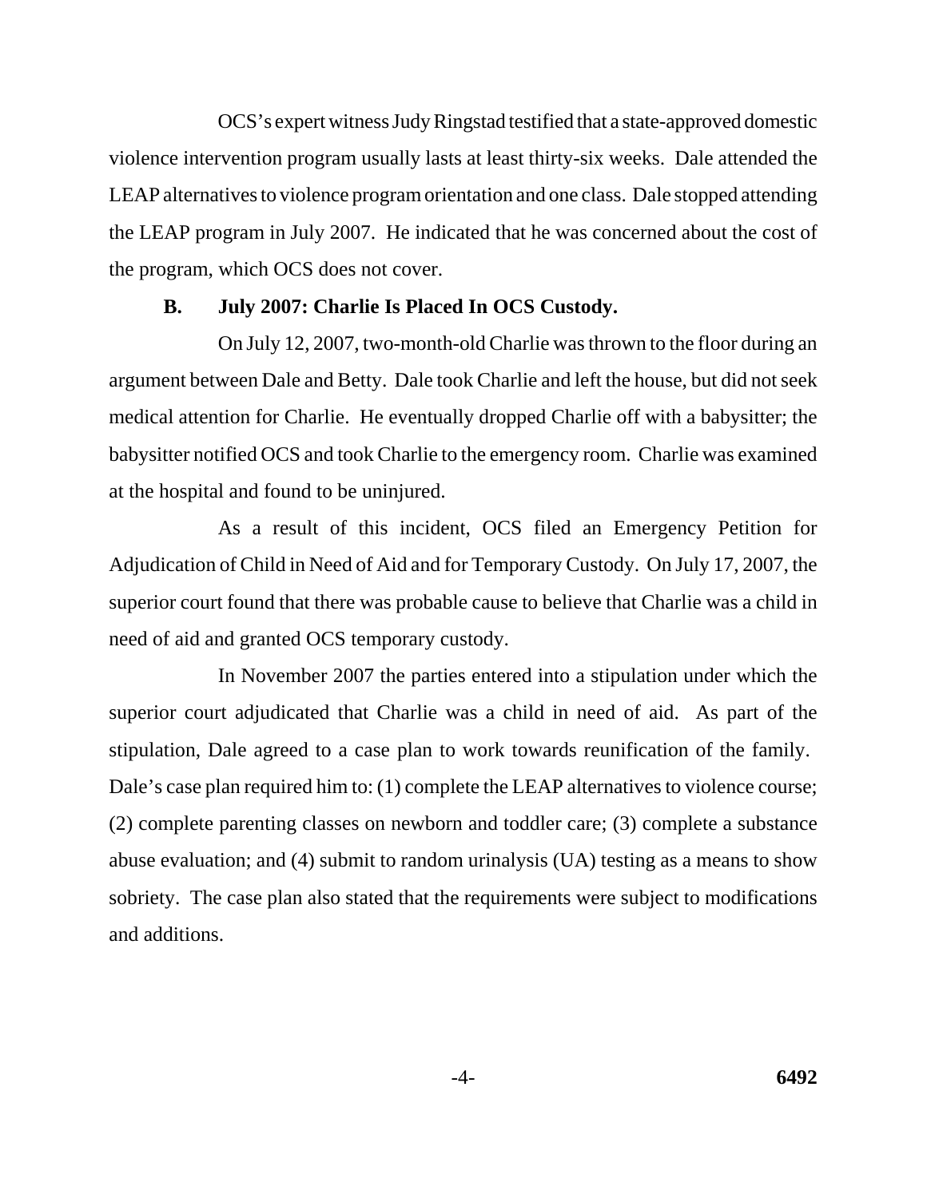OCS's expert witness Judy Ringstad testified that a state-approved domestic violence intervention program usually lasts at least thirty-six weeks. Dale attended the LEAP alternatives to violence program orientation and one class. Dale stopped attending the LEAP program in July 2007. He indicated that he was concerned about the cost of the program, which OCS does not cover.

### B. July 2007: Charlie Is Placed In OCS Custody.

On July 12, 2007, two-month-old Charlie was thrown to the floor during an argument between Dale and Betty. Dale took Charlie and left the house, but did not seek medical attention for Charlie. He eventually dropped Charlie off with a babysitter; the babysitter notified OCS and took Charlie to the emergency room. Charlie was examined at the hospital and found to be uninjured.

As a result of this incident, OCS filed an Emergency Petition for Adjudication of Child in Need of Aid and for Temporary Custody. On July 17, 2007, the superior court found that there was probable cause to believe that Charlie was a child in need of aid and granted OCS temporary custody.

In November 2007 the parties entered into a stipulation under which the superior court adjudicated that Charlie was a child in need of aid. As part of the stipulation, Dale agreed to a case plan to work towards reunification of the family. Dale's case plan required him to: (1) complete the LEAP alternatives to violence course; (2) complete parenting classes on newborn and toddler care; (3) complete a substance abuse evaluation; and (4) submit to random urinalysis (UA) testing as a means to show sobriety. The case plan also stated that the requirements were subject to modifications and additions.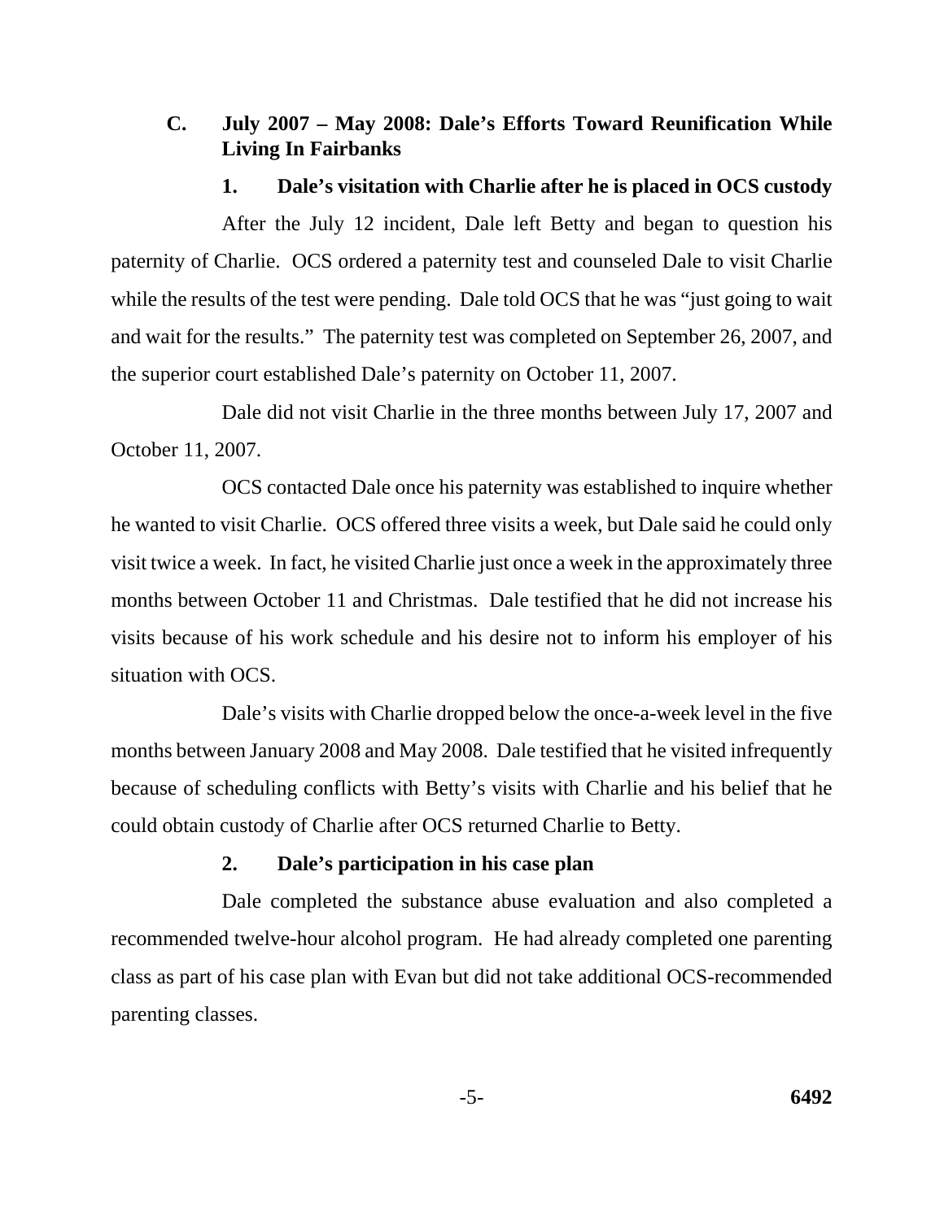### C. July 2007 – May 2008: Dale's Efforts Toward Reunification While Living In Fairbanks

#### 1. Dale's visitation with Charlie after he is placed in OCS custody

After the July 12 incident, Dale left Betty and began to question his paternity of Charlie. OCS ordered a paternity test and counseled Dale to visit Charlie while the results of the test were pending. Dale told OCS that he was "just going to wait and wait for the results." The paternity test was completed on September 26, 2007, and the superior court established Dale's paternity on October 11, 2007.

Dale did not visit Charlie in the three months between July 17, 2007 and October 11, 2007.

OCS contacted Dale once his paternity was established to inquire whether he wanted to visit Charlie. OCS offered three visits a week, but Dale said he could only visit twice a week. In fact, he visited Charlie just once a week in the approximately three months between October 11 and Christmas. Dale testified that he did not increase his visits because of his work schedule and his desire not to inform his employer of his situation with OCS.

Dale's visits with Charlie dropped below the once-a-week level in the five months between January 2008 and May 2008. Dale testified that he visited infrequently because of scheduling conflicts with Betty's visits with Charlie and his belief that he could obtain custody of Charlie after OCS returned Charlie to Betty.

#### 2. Dale's participation in his case plan

Dale completed the substance abuse evaluation and also completed a recommended twelve-hour alcohol program. He had already completed one parenting class as part of his case plan with Evan but did not take additional OCS-recommended parenting classes.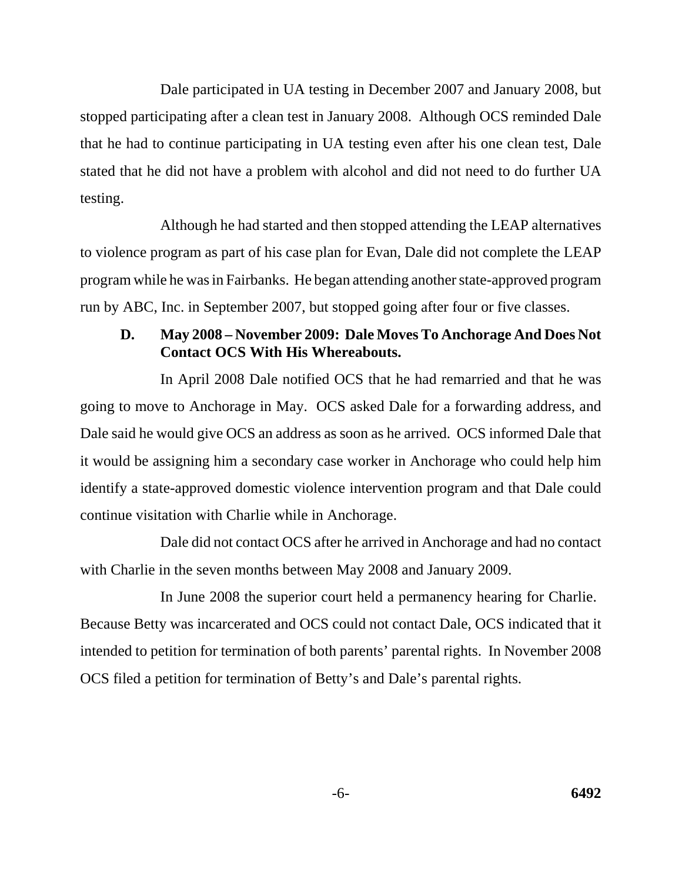Dale participated in UA testing in December 2007 and January 2008, but stopped participating after a clean test in January 2008. Although OCS reminded Dale that he had to continue participating in UA testing even after his one clean test, Dale stated that he did not have a problem with alcohol and did not need to do further UA testing.

Although he had started and then stopped attending the LEAP alternatives to violence program as part of his case plan for Evan, Dale did not complete the LEAP program while he was in Fairbanks. He began attending another state-approved program run by ABC, Inc. in September 2007, but stopped going after four or five classes.

### D. May 2008 – November 2009: Dale Moves To Anchorage And Does Not Contact OCS With His Whereabouts.

In April 2008 Dale notified OCS that he had remarried and that he was going to move to Anchorage in May. OCS asked Dale for a forwarding address, and Dale said he would give OCS an address as soon as he arrived. OCS informed Dale that it would be assigning him a secondary case worker in Anchorage who could help him identify a state-approved domestic violence intervention program and that Dale could continue visitation with Charlie while in Anchorage.

Dale did not contact OCS after he arrived in Anchorage and had no contact with Charlie in the seven months between May 2008 and January 2009.

In June 2008 the superior court held a permanency hearing for Charlie. Because Betty was incarcerated and OCS could not contact Dale, OCS indicated that it intended to petition for termination of both parents' parental rights. In November 2008 OCS filed a petition for termination of Betty's and Dale's parental rights.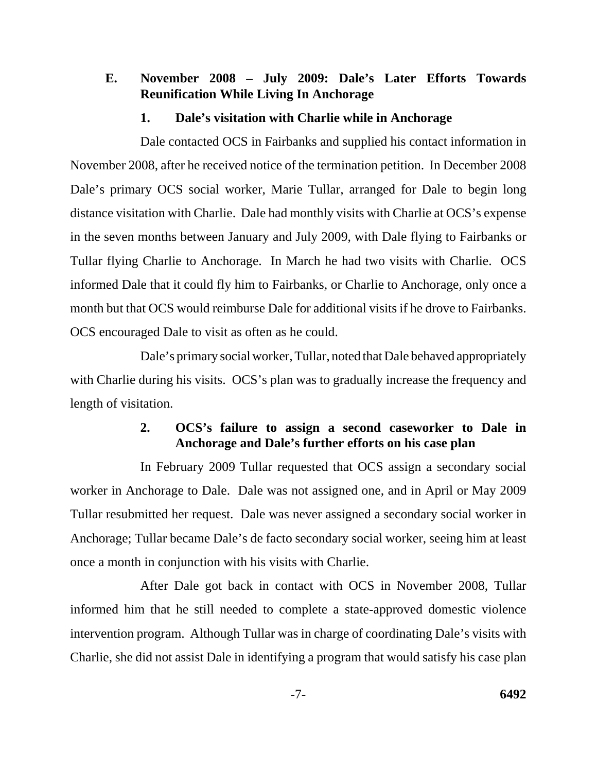### E. November 2008 – July 2009: Dale's Later Efforts Towards Reunification While Living In Anchorage

#### 1. Dale's visitation with Charlie while in Anchorage

Dale contacted OCS in Fairbanks and supplied his contact information in November 2008, after he received notice of the termination petition. In December 2008 Dale's primary OCS social worker, Marie Tullar, arranged for Dale to begin long distance visitation with Charlie. Dale had monthly visits with Charlie at OCS's expense in the seven months between January and July 2009, with Dale flying to Fairbanks or Tullar flying Charlie to Anchorage. In March he had two visits with Charlie. OCS informed Dale that it could fly him to Fairbanks, or Charlie to Anchorage, only once a month but that OCS would reimburse Dale for additional visits if he drove to Fairbanks. OCS encouraged Dale to visit as often as he could.

Dale's primary social worker, Tullar, noted that Dale behaved appropriately with Charlie during his visits. OCS's plan was to gradually increase the frequency and length of visitation.

#### 2. OCS's failure to assign a second caseworker to Dale in Anchorage and Dale's further efforts on his case plan

In February 2009 Tullar requested that OCS assign a secondary social worker in Anchorage to Dale. Dale was not assigned one, and in April or May 2009 Tullar resubmitted her request. Dale was never assigned a secondary social worker in Anchorage; Tullar became Dale's de facto secondary social worker, seeing him at least once a month in conjunction with his visits with Charlie.

After Dale got back in contact with OCS in November 2008, Tullar informed him that he still needed to complete a state-approved domestic violence intervention program. Although Tullar was in charge of coordinating Dale's visits with Charlie, she did not assist Dale in identifying a program that would satisfy his case plan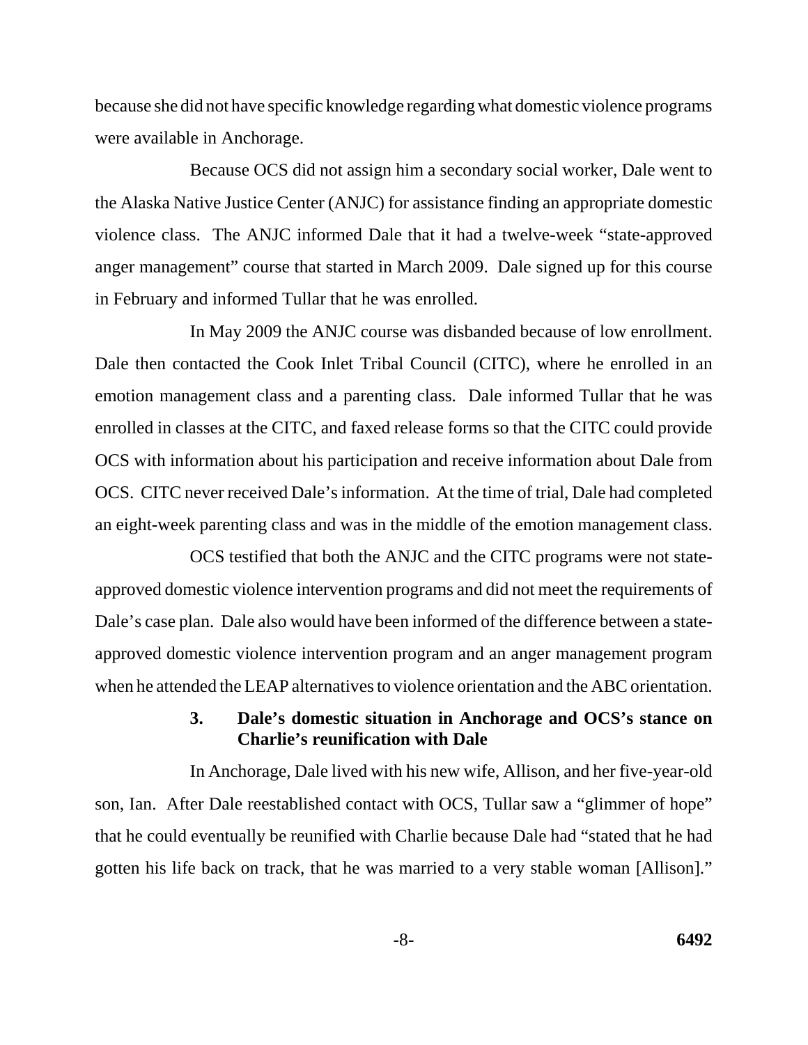because she did not have specific knowledge regarding what domestic violence programs were available in Anchorage.

Because OCS did not assign him a secondary social worker, Dale went to the Alaska Native Justice Center (ANJC) for assistance finding an appropriate domestic violence class. The ANJC informed Dale that it had a twelve-week "state-approved anger management" course that started in March 2009. Dale signed up for this course in February and informed Tullar that he was enrolled.

In May 2009 the ANJC course was disbanded because of low enrollment. Dale then contacted the Cook Inlet Tribal Council (CITC), where he enrolled in an emotion management class and a parenting class. Dale informed Tullar that he was enrolled in classes at the CITC, and faxed release forms so that the CITC could provide OCS with information about his participation and receive information about Dale from OCS. CITC never received Dale's information. At the time of trial, Dale had completed an eight-week parenting class and was in the middle of the emotion management class.

OCS testified that both the ANJC and the CITC programs were not state-approved domestic violence intervention programs and did not meet the requirements of Dale's case plan. Dale also would have been informed of the difference between a state-approved domestic violence intervention program and an anger management program when he attended the LEAP alternatives to violence orientation and the ABC orientation.

### 3. Dale's domestic situation in Anchorage and OCS's stance on Charlie's reunification with Dale

In Anchorage, Dale lived with his new wife, Allison, and her five-year-old son, Ian. After Dale reestablished contact with OCS, Tullar saw a "glimmer of hope" that he could eventually be reunified with Charlie because Dale had "stated that he had gotten his life back on track, that he was married to a very stable woman [Allison]."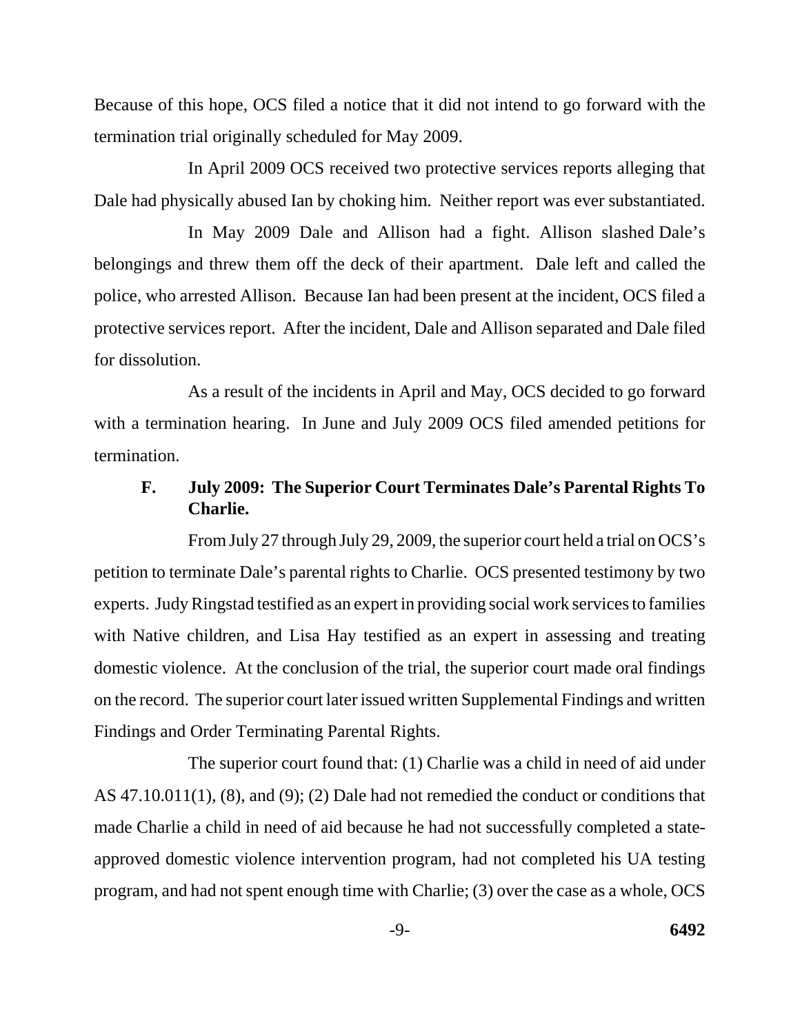Because of this hope, OCS filed a notice that it did not intend to go forward with the termination trial originally scheduled for May 2009.

In April 2009 OCS received two protective services reports alleging that Dale had physically abused Ian by choking him. Neither report was ever substantiated.

In May 2009 Dale and Allison had a fight. Allison slashed Dale's belongings and threw them off the deck of their apartment. Dale left and called the police, who arrested Allison. Because Ian had been present at the incident, OCS filed a protective services report. After the incident, Dale and Allison separated and Dale filed for dissolution.

As a result of the incidents in April and May, OCS decided to go forward with a termination hearing. In June and July 2009 OCS filed amended petitions for termination.

### F. July 2009: The Superior Court Terminates Dale's Parental Rights To Charlie.

From July 27 through July 29, 2009, the superior court held a trial on OCS's petition to terminate Dale's parental rights to Charlie. OCS presented testimony by two experts. Judy Ringstad testified as an expert in providing social work services to families with Native children, and Lisa Hay testified as an expert in assessing and treating domestic violence. At the conclusion of the trial, the superior court made oral findings on the record. The superior court later issued written Supplemental Findings and written Findings and Order Terminating Parental Rights.

The superior court found that: (1) Charlie was a child in need of aid under AS 47.10.011(1), (8), and (9); (2) Dale had not remedied the conduct or conditions that made Charlie a child in need of aid because he had not successfully completed a state-approved domestic violence intervention program, had not completed his UA testing program, and had not spent enough time with Charlie; (3) over the case as a whole, OCS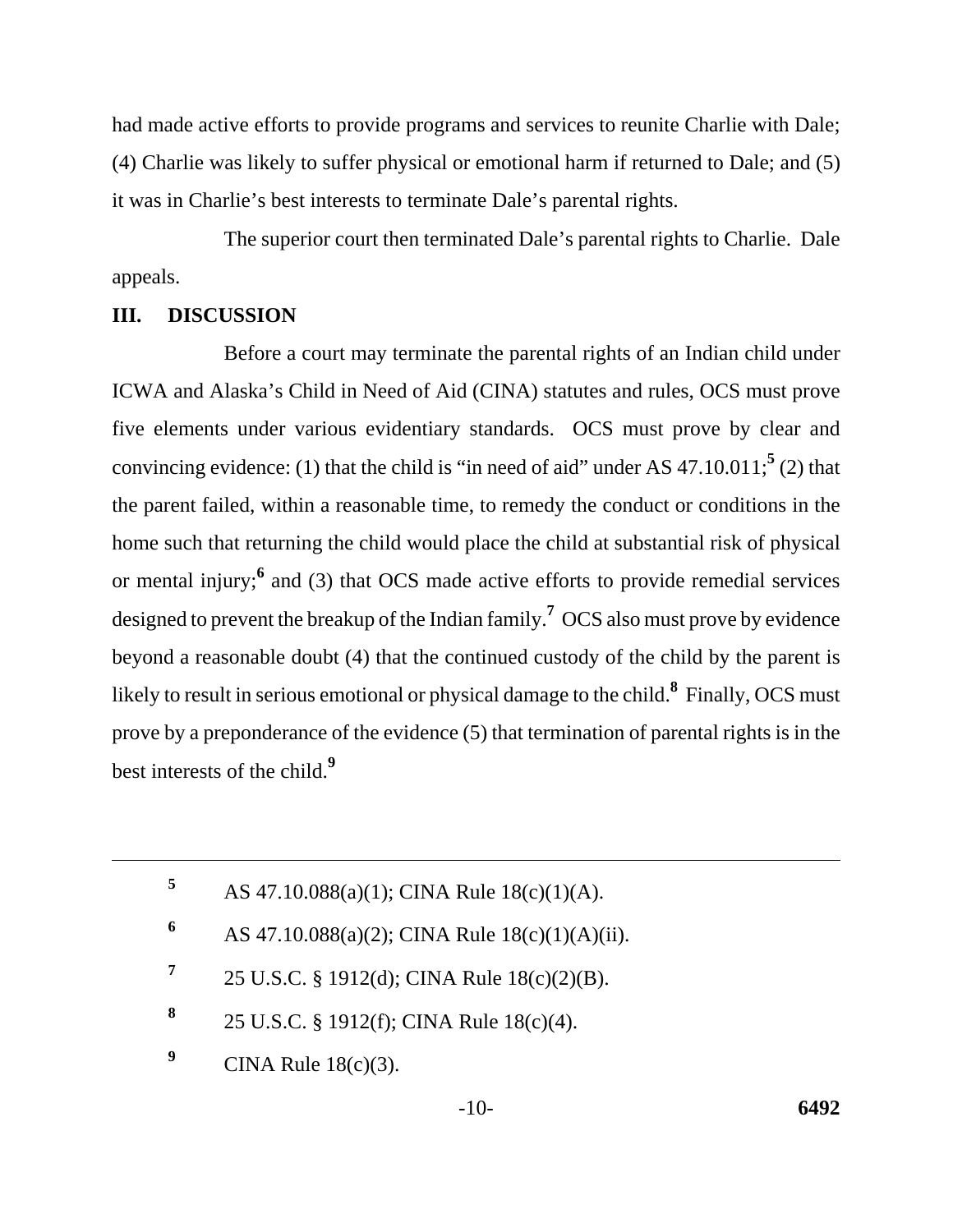had made active efforts to provide programs and services to reunite Charlie with Dale; (4) Charlie was likely to suffer physical or emotional harm if returned to Dale; and (5) it was in Charlie's best interests to terminate Dale's parental rights.

The superior court then terminated Dale's parental rights to Charlie. Dale appeals.

## III. DISCUSSION

Before a court may terminate the parental rights of an Indian child under ICWA and Alaska's Child in Need of Aid (CINA) statutes and rules, OCS must prove five elements under various evidentiary standards. OCS must prove by clear and convincing evidence: (1) that the child is "in need of aid" under AS 47.10.011;[5] (2) that the parent failed, within a reasonable time, to remedy the conduct or conditions in the home such that returning the child would place the child at substantial risk of physical or mental injury;[6] and (3) that OCS made active efforts to provide remedial services designed to prevent the breakup of the Indian family.[7] OCS also must prove by evidence beyond a reasonable doubt (4) that the continued custody of the child by the parent is likely to result in serious emotional or physical damage to the child.[8] Finally, OCS must prove by a preponderance of the evidence (5) that termination of parental rights is in the best interests of the child.[9]

---

[5] AS 47.10.088(a)(1); CINA Rule 18(c)(1)(A).

[6] AS 47.10.088(a)(2); CINA Rule 18(c)(1)(A)(ii).

[7] 25 U.S.C. § 1912(d); CINA Rule 18(c)(2)(B).

[8] 25 U.S.C. § 1912(f); CINA Rule 18(c)(4).

[9] CINA Rule 18(c)(3).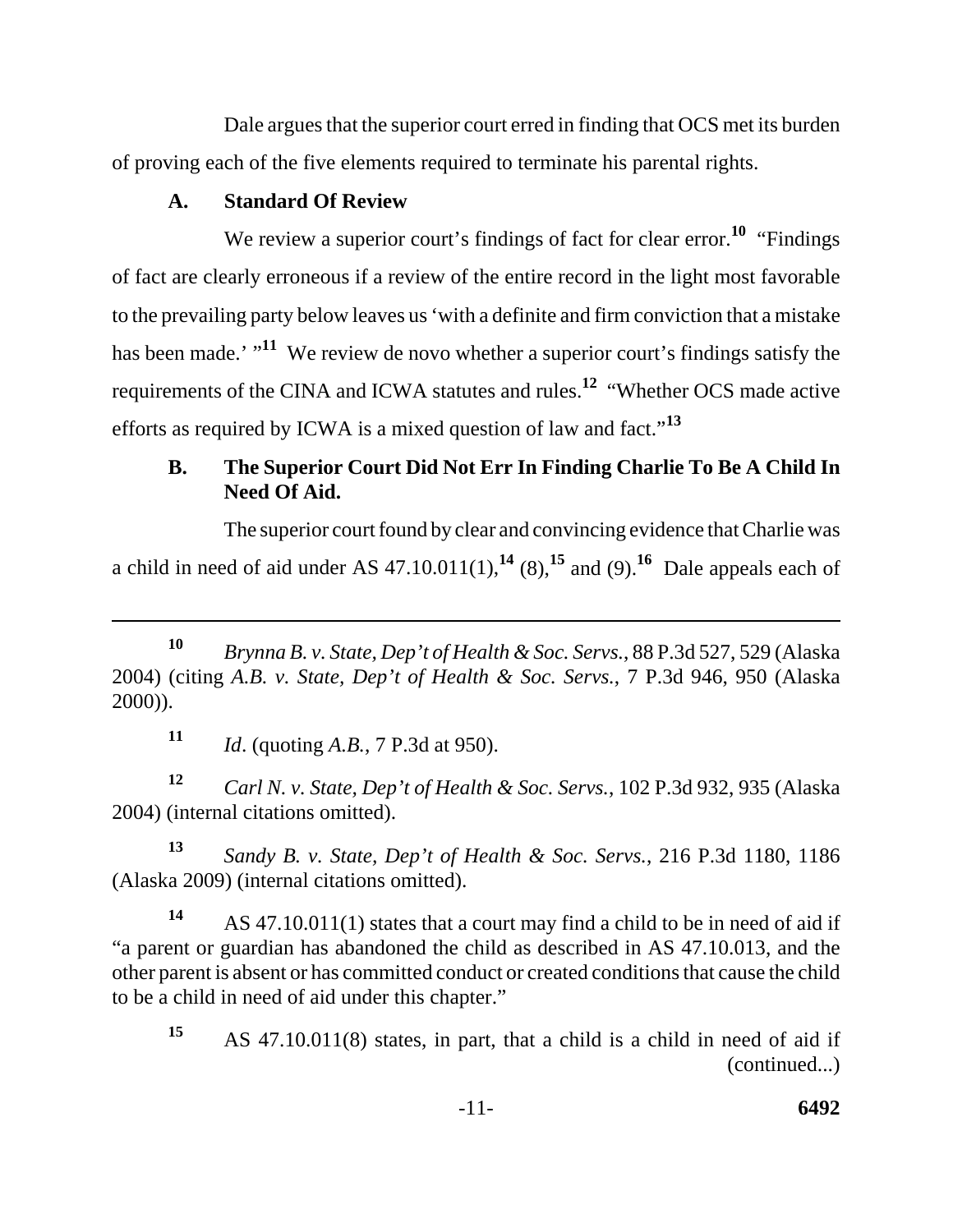Dale argues that the superior court erred in finding that OCS met its burden of proving each of the five elements required to terminate his parental rights.

### A. Standard Of Review

We review a superior court's findings of fact for clear error.[10] "Findings of fact are clearly erroneous if a review of the entire record in the light most favorable to the prevailing party below leaves us 'with a definite and firm conviction that a mistake has been made.' "[11] We review de novo whether a superior court's findings satisfy the requirements of the CINA and ICWA statutes and rules.[12] "Whether OCS made active efforts as required by ICWA is a mixed question of law and fact."[13]

### B. The Superior Court Did Not Err In Finding Charlie To Be A Child In Need Of Aid.

The superior court found by clear and convincing evidence that Charlie was a child in need of aid under AS 47.10.011(1),[14] (8),[15] and (9).[16] Dale appeals each of

---

[10] *Brynna B. v. State, Dep't of Health & Soc. Servs.*, 88 P.3d 527, 529 (Alaska 2004) (citing *A.B. v. State, Dep't of Health & Soc. Servs.*, 7 P.3d 946, 950 (Alaska 2000)).

[11] *Id*. (quoting *A.B.*, 7 P.3d at 950).

[12] *Carl N. v. State, Dep't of Health & Soc. Servs.*, 102 P.3d 932, 935 (Alaska 2004) (internal citations omitted).

[13] *Sandy B. v. State, Dep't of Health & Soc. Servs.*, 216 P.3d 1180, 1186 (Alaska 2009) (internal citations omitted).

[14] AS 47.10.011(1) states that a court may find a child to be in need of aid if "a parent or guardian has abandoned the child as described in AS 47.10.013, and the other parent is absent or has committed conduct or created conditions that cause the child to be a child in need of aid under this chapter."

[15] AS 47.10.011(8) states, in part, that a child is a child in need of aid if (continued...)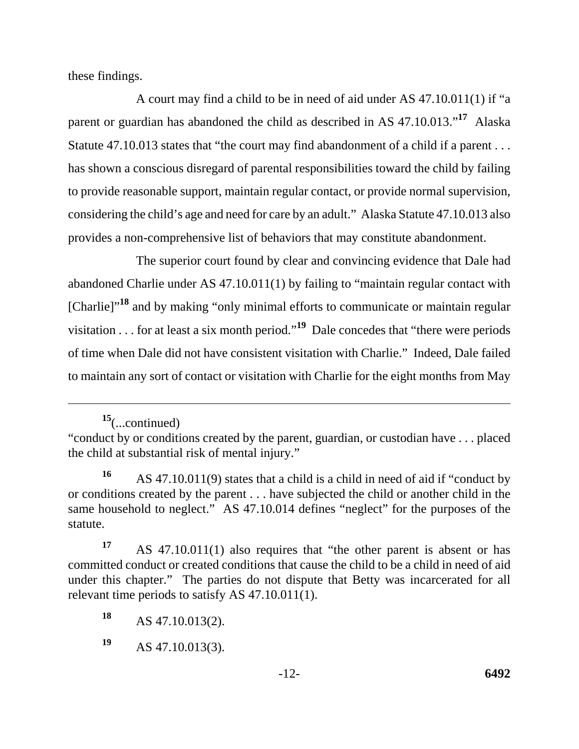these findings.

A court may find a child to be in need of aid under AS 47.10.011(1) if "a parent or guardian has abandoned the child as described in AS 47.10.013."[17] Alaska Statute 47.10.013 states that "the court may find abandonment of a child if a parent . . . has shown a conscious disregard of parental responsibilities toward the child by failing to provide reasonable support, maintain regular contact, or provide normal supervision, considering the child's age and need for care by an adult." Alaska Statute 47.10.013 also provides a non-comprehensive list of behaviors that may constitute abandonment.

The superior court found by clear and convincing evidence that Dale had abandoned Charlie under AS 47.10.011(1) by failing to "maintain regular contact with [Charlie]"[18] and by making "only minimal efforts to communicate or maintain regular visitation . . . for at least a six month period."[19] Dale concedes that "there were periods of time when Dale did not have consistent visitation with Charlie." Indeed, Dale failed to maintain any sort of contact or visitation with Charlie for the eight months from May

---

[15](...continued)
"conduct by or conditions created by the parent, guardian, or custodian have . . . placed the child at substantial risk of mental injury."

[16] AS 47.10.011(9) states that a child is a child in need of aid if "conduct by or conditions created by the parent . . . have subjected the child or another child in the same household to neglect." AS 47.10.014 defines "neglect" for the purposes of the statute.

[17] AS 47.10.011(1) also requires that "the other parent is absent or has committed conduct or created conditions that cause the child to be a child in need of aid under this chapter." The parties do not dispute that Betty was incarcerated for all relevant time periods to satisfy AS 47.10.011(1).

[18] AS 47.10.013(2).

[19] AS 47.10.013(3).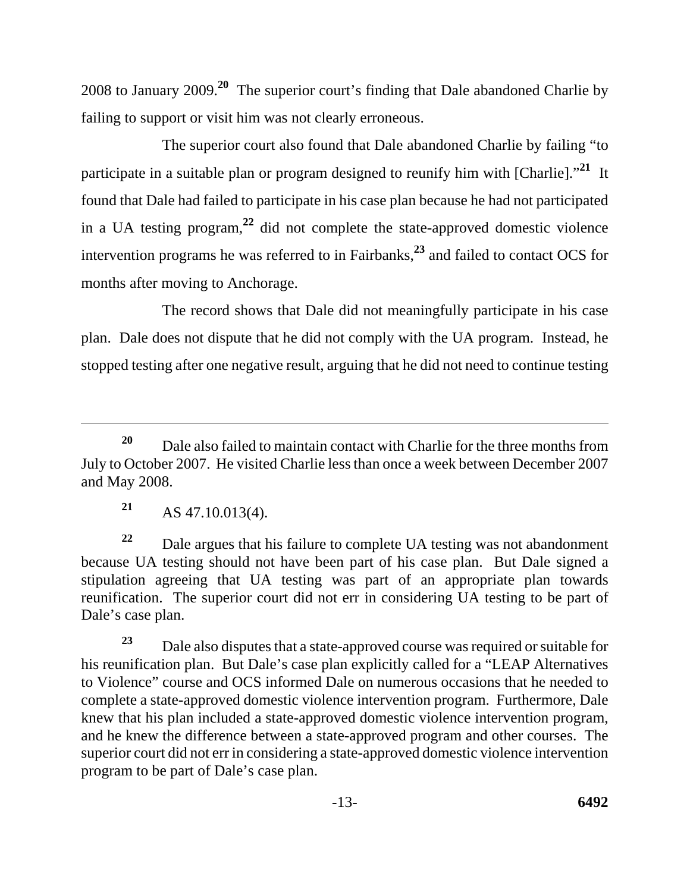2008 to January 2009.[20] The superior court's finding that Dale abandoned Charlie by failing to support or visit him was not clearly erroneous.

The superior court also found that Dale abandoned Charlie by failing "to participate in a suitable plan or program designed to reunify him with [Charlie]."[21] It found that Dale had failed to participate in his case plan because he had not participated in a UA testing program,[22] did not complete the state-approved domestic violence intervention programs he was referred to in Fairbanks,[23] and failed to contact OCS for months after moving to Anchorage.

The record shows that Dale did not meaningfully participate in his case plan. Dale does not dispute that he did not comply with the UA program. Instead, he stopped testing after one negative result, arguing that he did not need to continue testing

---

[20] Dale also failed to maintain contact with Charlie for the three months from July to October 2007. He visited Charlie less than once a week between December 2007 and May 2008.

[21] AS 47.10.013(4).

[22] Dale argues that his failure to complete UA testing was not abandonment because UA testing should not have been part of his case plan. But Dale signed a stipulation agreeing that UA testing was part of an appropriate plan towards reunification. The superior court did not err in considering UA testing to be part of Dale's case plan.

[23] Dale also disputes that a state-approved course was required or suitable for his reunification plan. But Dale's case plan explicitly called for a "LEAP Alternatives to Violence" course and OCS informed Dale on numerous occasions that he needed to complete a state-approved domestic violence intervention program. Furthermore, Dale knew that his plan included a state-approved domestic violence intervention program, and he knew the difference between a state-approved program and other courses. The superior court did not err in considering a state-approved domestic violence intervention program to be part of Dale's case plan.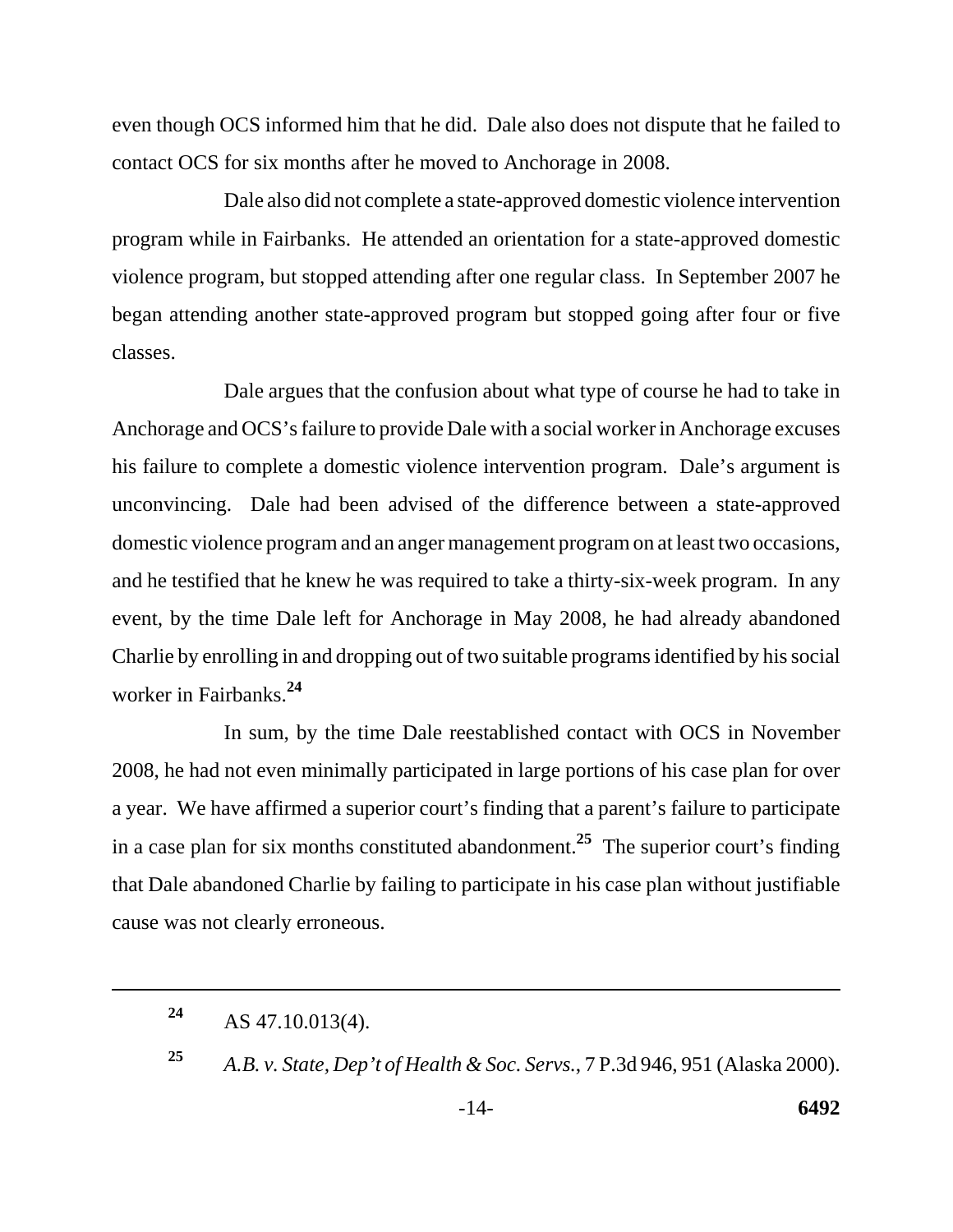even though OCS informed him that he did. Dale also does not dispute that he failed to contact OCS for six months after he moved to Anchorage in 2008.

Dale also did not complete a state-approved domestic violence intervention program while in Fairbanks. He attended an orientation for a state-approved domestic violence program, but stopped attending after one regular class. In September 2007 he began attending another state-approved program but stopped going after four or five classes.

Dale argues that the confusion about what type of course he had to take in Anchorage and OCS's failure to provide Dale with a social worker in Anchorage excuses his failure to complete a domestic violence intervention program. Dale's argument is unconvincing. Dale had been advised of the difference between a state-approved domestic violence program and an anger management program on at least two occasions, and he testified that he knew he was required to take a thirty-six-week program. In any event, by the time Dale left for Anchorage in May 2008, he had already abandoned Charlie by enrolling in and dropping out of two suitable programs identified by his social worker in Fairbanks.[24]

In sum, by the time Dale reestablished contact with OCS in November 2008, he had not even minimally participated in large portions of his case plan for over a year. We have affirmed a superior court's finding that a parent's failure to participate in a case plan for six months constituted abandonment.[25] The superior court's finding that Dale abandoned Charlie by failing to participate in his case plan without justifiable cause was not clearly erroneous.

---

[24] AS 47.10.013(4).

[25] *A.B. v. State, Dep't of Health & Soc. Servs.*, 7 P.3d 946, 951 (Alaska 2000).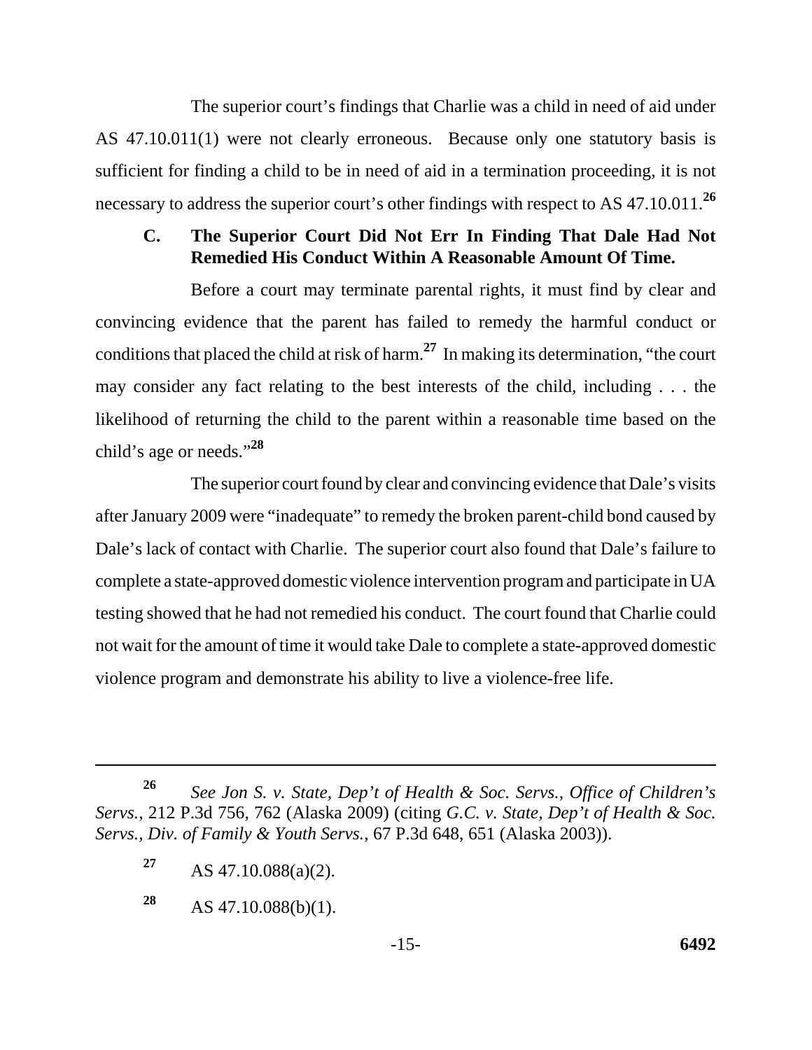The superior court's findings that Charlie was a child in need of aid under AS 47.10.011(1) were not clearly erroneous. Because only one statutory basis is sufficient for finding a child to be in need of aid in a termination proceeding, it is not necessary to address the superior court's other findings with respect to AS 47.10.011.[26]

### C. The Superior Court Did Not Err In Finding That Dale Had Not Remedied His Conduct Within A Reasonable Amount Of Time.

Before a court may terminate parental rights, it must find by clear and convincing evidence that the parent has failed to remedy the harmful conduct or conditions that placed the child at risk of harm.[27] In making its determination, "the court may consider any fact relating to the best interests of the child, including . . . the likelihood of returning the child to the parent within a reasonable time based on the child's age or needs."[28]

The superior court found by clear and convincing evidence that Dale's visits after January 2009 were "inadequate" to remedy the broken parent-child bond caused by Dale's lack of contact with Charlie. The superior court also found that Dale's failure to complete a state-approved domestic violence intervention program and participate in UA testing showed that he had not remedied his conduct. The court found that Charlie could not wait for the amount of time it would take Dale to complete a state-approved domestic violence program and demonstrate his ability to live a violence-free life.

---

[26] *See Jon S. v. State, Dep't of Health & Soc. Servs., Office of Children's Servs.*, 212 P.3d 756, 762 (Alaska 2009) (citing *G.C. v. State, Dep't of Health & Soc. Servs., Div. of Family & Youth Servs.*, 67 P.3d 648, 651 (Alaska 2003)).

[27] AS 47.10.088(a)(2).

[28] AS 47.10.088(b)(1).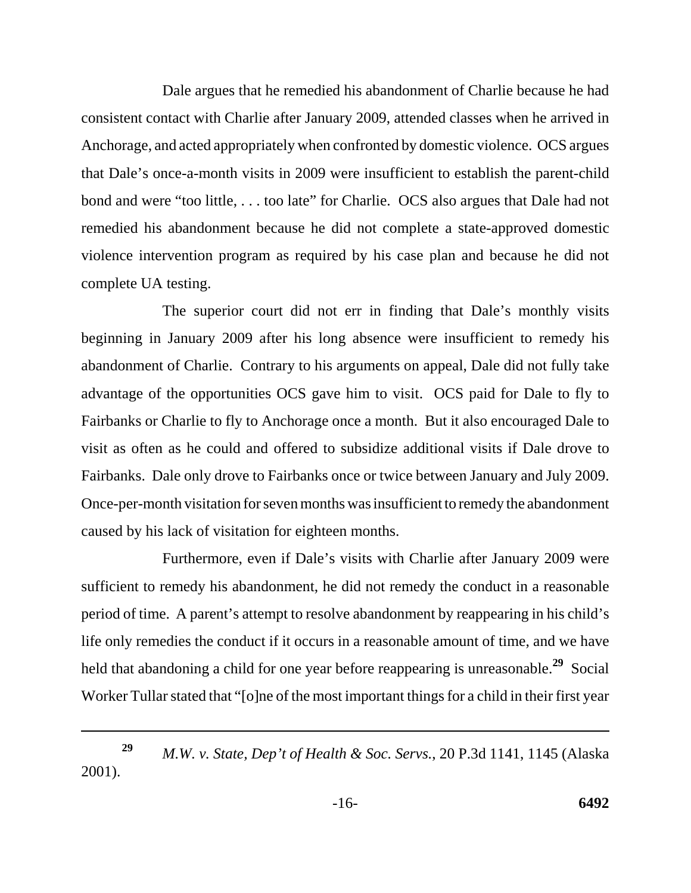Dale argues that he remedied his abandonment of Charlie because he had consistent contact with Charlie after January 2009, attended classes when he arrived in Anchorage, and acted appropriately when confronted by domestic violence. OCS argues that Dale's once-a-month visits in 2009 were insufficient to establish the parent-child bond and were "too little, . . . too late" for Charlie. OCS also argues that Dale had not remedied his abandonment because he did not complete a state-approved domestic violence intervention program as required by his case plan and because he did not complete UA testing.

The superior court did not err in finding that Dale's monthly visits beginning in January 2009 after his long absence were insufficient to remedy his abandonment of Charlie. Contrary to his arguments on appeal, Dale did not fully take advantage of the opportunities OCS gave him to visit. OCS paid for Dale to fly to Fairbanks or Charlie to fly to Anchorage once a month. But it also encouraged Dale to visit as often as he could and offered to subsidize additional visits if Dale drove to Fairbanks. Dale only drove to Fairbanks once or twice between January and July 2009. Once-per-month visitation for seven months was insufficient to remedy the abandonment caused by his lack of visitation for eighteen months.

Furthermore, even if Dale's visits with Charlie after January 2009 were sufficient to remedy his abandonment, he did not remedy the conduct in a reasonable period of time. A parent's attempt to resolve abandonment by reappearing in his child's life only remedies the conduct if it occurs in a reasonable amount of time, and we have held that abandoning a child for one year before reappearing is unreasonable.[29] Social Worker Tullar stated that "[o]ne of the most important things for a child in their first year

---

[29] *M.W. v. State, Dep't of Health & Soc. Servs.*, 20 P.3d 1141, 1145 (Alaska 2001).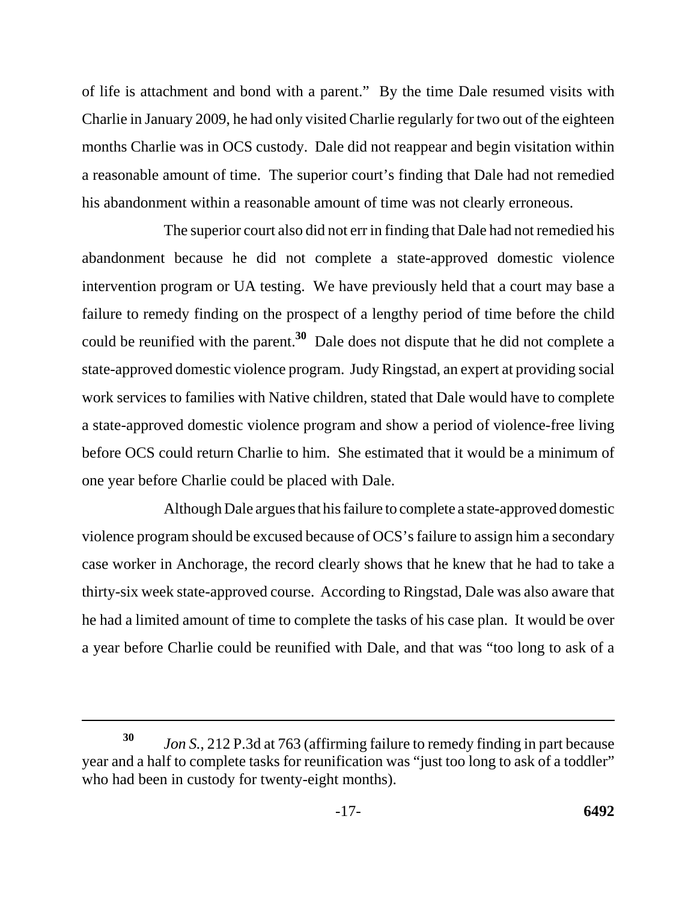of life is attachment and bond with a parent." By the time Dale resumed visits with Charlie in January 2009, he had only visited Charlie regularly for two out of the eighteen months Charlie was in OCS custody. Dale did not reappear and begin visitation within a reasonable amount of time. The superior court's finding that Dale had not remedied his abandonment within a reasonable amount of time was not clearly erroneous.

The superior court also did not err in finding that Dale had not remedied his abandonment because he did not complete a state-approved domestic violence intervention program or UA testing. We have previously held that a court may base a failure to remedy finding on the prospect of a lengthy period of time before the child could be reunified with the parent.[30] Dale does not dispute that he did not complete a state-approved domestic violence program. Judy Ringstad, an expert at providing social work services to families with Native children, stated that Dale would have to complete a state-approved domestic violence program and show a period of violence-free living before OCS could return Charlie to him. She estimated that it would be a minimum of one year before Charlie could be placed with Dale.

Although Dale argues that his failure to complete a state-approved domestic violence program should be excused because of OCS's failure to assign him a secondary case worker in Anchorage, the record clearly shows that he knew that he had to take a thirty-six week state-approved course. According to Ringstad, Dale was also aware that he had a limited amount of time to complete the tasks of his case plan. It would be over a year before Charlie could be reunified with Dale, and that was "too long to ask of a

---

[30] *Jon S.*, 212 P.3d at 763 (affirming failure to remedy finding in part because year and a half to complete tasks for reunification was "just too long to ask of a toddler" who had been in custody for twenty-eight months).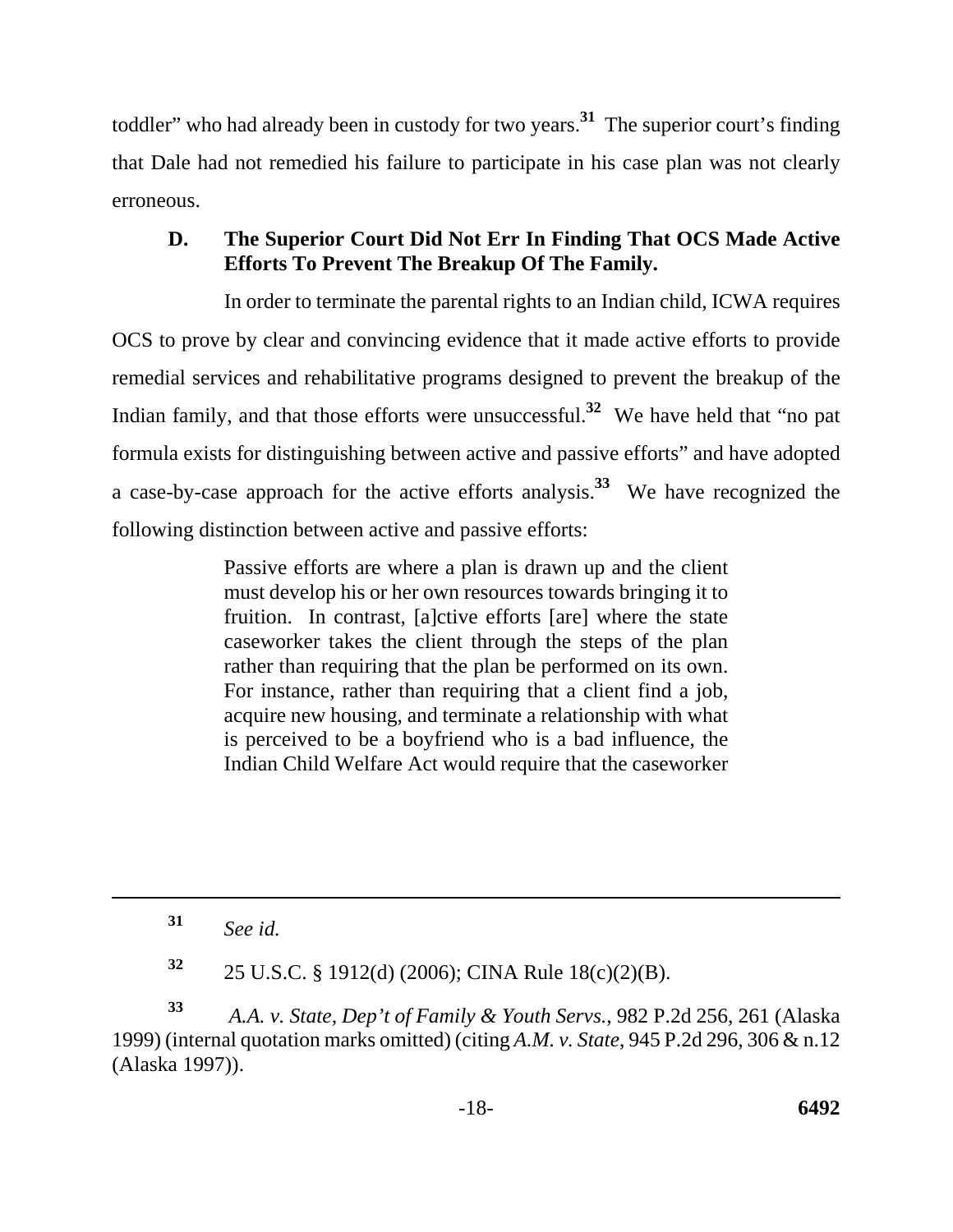toddler" who had already been in custody for two years.[31] The superior court's finding that Dale had not remedied his failure to participate in his case plan was not clearly erroneous.

### D. The Superior Court Did Not Err In Finding That OCS Made Active Efforts To Prevent The Breakup Of The Family.

In order to terminate the parental rights to an Indian child, ICWA requires OCS to prove by clear and convincing evidence that it made active efforts to provide remedial services and rehabilitative programs designed to prevent the breakup of the Indian family, and that those efforts were unsuccessful.[32] We have held that "no pat formula exists for distinguishing between active and passive efforts" and have adopted a case-by-case approach for the active efforts analysis.[33] We have recognized the following distinction between active and passive efforts:

> Passive efforts are where a plan is drawn up and the client must develop his or her own resources towards bringing it to fruition. In contrast, [a]ctive efforts [are] where the state caseworker takes the client through the steps of the plan rather than requiring that the plan be performed on its own. For instance, rather than requiring that a client find a job, acquire new housing, and terminate a relationship with what is perceived to be a boyfriend who is a bad influence, the Indian Child Welfare Act would require that the caseworker

---

[31] *See id.*

[32] 25 U.S.C. § 1912(d) (2006); CINA Rule 18(c)(2)(B).

[33] *A.A. v. State, Dep't of Family & Youth Servs.*, 982 P.2d 256, 261 (Alaska 1999) (internal quotation marks omitted) (citing *A.M. v. State*, 945 P.2d 296, 306 & n.12 (Alaska 1997)).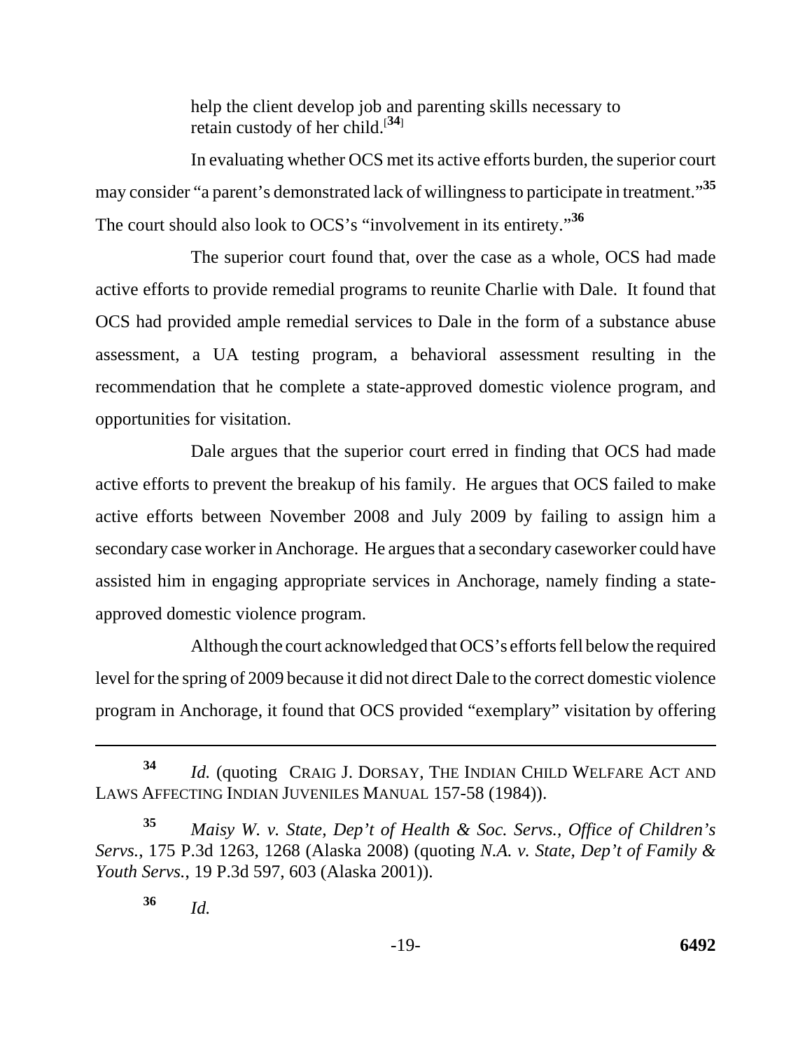> help the client develop job and parenting skills necessary to retain custody of her child.[34]

In evaluating whether OCS met its active efforts burden, the superior court may consider "a parent's demonstrated lack of willingness to participate in treatment."[35] The court should also look to OCS's "involvement in its entirety."[36]

The superior court found that, over the case as a whole, OCS had made active efforts to provide remedial programs to reunite Charlie with Dale. It found that OCS had provided ample remedial services to Dale in the form of a substance abuse assessment, a UA testing program, a behavioral assessment resulting in the recommendation that he complete a state-approved domestic violence program, and opportunities for visitation.

Dale argues that the superior court erred in finding that OCS had made active efforts to prevent the breakup of his family. He argues that OCS failed to make active efforts between November 2008 and July 2009 by failing to assign him a secondary case worker in Anchorage. He argues that a secondary caseworker could have assisted him in engaging appropriate services in Anchorage, namely finding a state-approved domestic violence program.

Although the court acknowledged that OCS's efforts fell below the required level for the spring of 2009 because it did not direct Dale to the correct domestic violence program in Anchorage, it found that OCS provided "exemplary" visitation by offering

---

[34] *Id.* (quoting CRAIG J. DORSAY, THE INDIAN CHILD WELFARE ACT AND LAWS AFFECTING INDIAN JUVENILES MANUAL 157-58 (1984)).

[35] *Maisy W. v. State, Dep't of Health & Soc. Servs., Office of Children's Servs.*, 175 P.3d 1263, 1268 (Alaska 2008) (quoting *N.A. v. State, Dep't of Family & Youth Servs.*, 19 P.3d 597, 603 (Alaska 2001)).

[36] *Id.*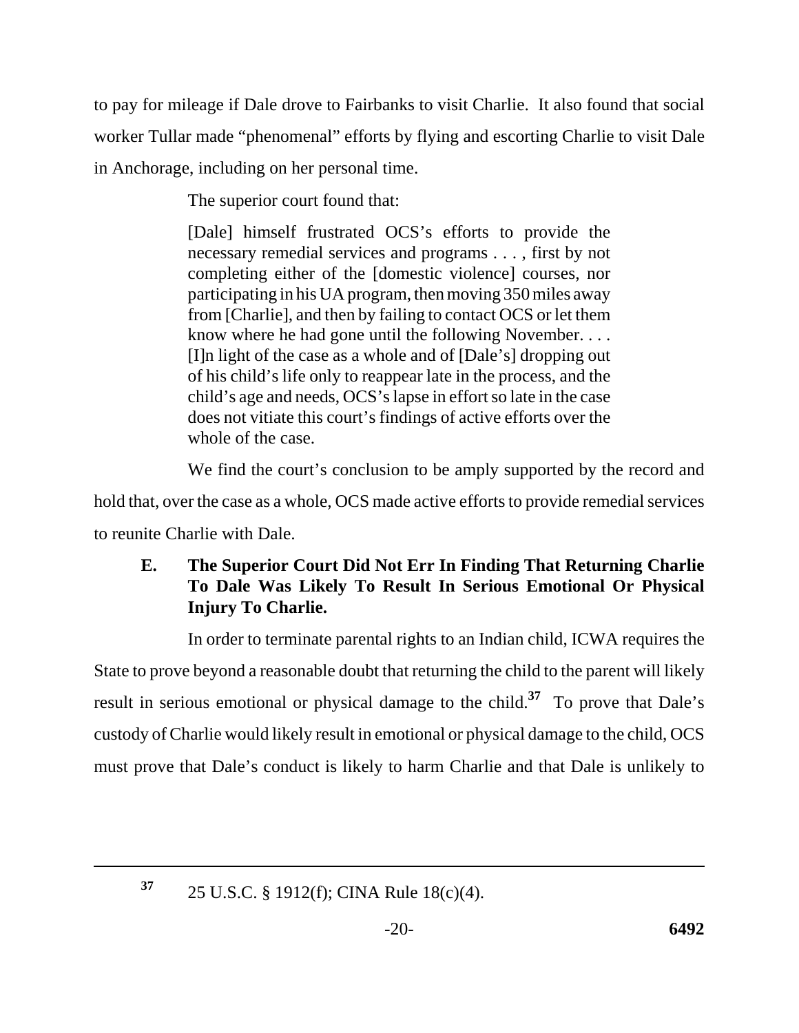to pay for mileage if Dale drove to Fairbanks to visit Charlie. It also found that social worker Tullar made "phenomenal" efforts by flying and escorting Charlie to visit Dale in Anchorage, including on her personal time.

The superior court found that:

> [Dale] himself frustrated OCS's efforts to provide the necessary remedial services and programs . . . , first by not completing either of the [domestic violence] courses, nor participating in his UA program, then moving 350 miles away from [Charlie], and then by failing to contact OCS or let them know where he had gone until the following November. . . . [I]n light of the case as a whole and of [Dale's] dropping out of his child's life only to reappear late in the process, and the child's age and needs, OCS's lapse in effort so late in the case does not vitiate this court's findings of active efforts over the whole of the case.

We find the court's conclusion to be amply supported by the record and hold that, over the case as a whole, OCS made active efforts to provide remedial services to reunite Charlie with Dale.

### E. The Superior Court Did Not Err In Finding That Returning Charlie To Dale Was Likely To Result In Serious Emotional Or Physical Injury To Charlie.

In order to terminate parental rights to an Indian child, ICWA requires the State to prove beyond a reasonable doubt that returning the child to the parent will likely result in serious emotional or physical damage to the child.[37] To prove that Dale's custody of Charlie would likely result in emotional or physical damage to the child, OCS must prove that Dale's conduct is likely to harm Charlie and that Dale is unlikely to

---

[37] 25 U.S.C. § 1912(f); CINA Rule 18(c)(4).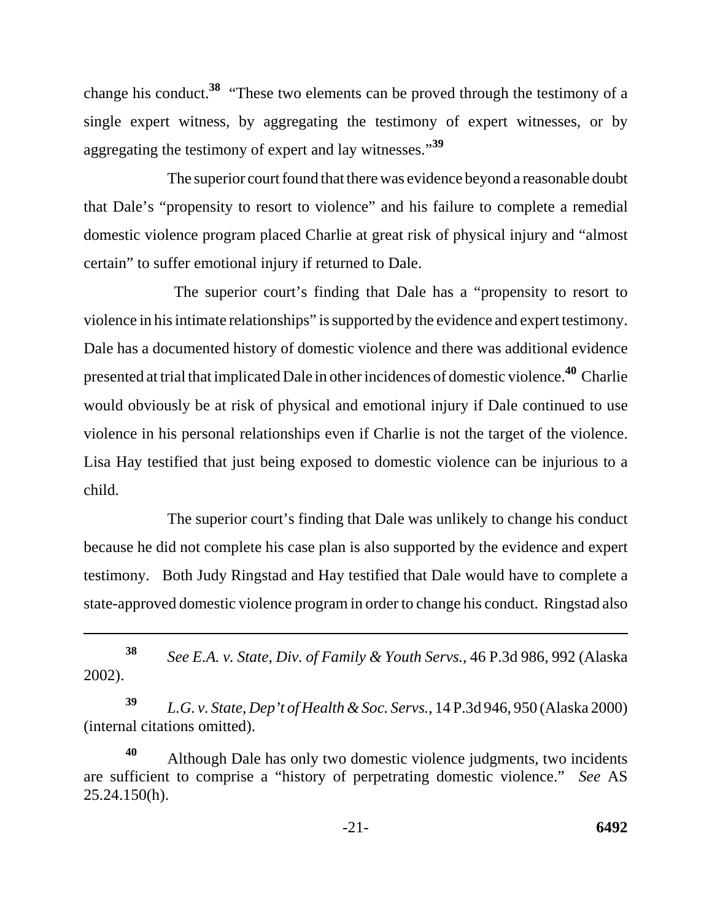change his conduct.[38] "These two elements can be proved through the testimony of a single expert witness, by aggregating the testimony of expert witnesses, or by aggregating the testimony of expert and lay witnesses."[39]

The superior court found that there was evidence beyond a reasonable doubt that Dale's "propensity to resort to violence" and his failure to complete a remedial domestic violence program placed Charlie at great risk of physical injury and "almost certain" to suffer emotional injury if returned to Dale.

The superior court's finding that Dale has a "propensity to resort to violence in his intimate relationships" is supported by the evidence and expert testimony. Dale has a documented history of domestic violence and there was additional evidence presented at trial that implicated Dale in other incidences of domestic violence.[40] Charlie would obviously be at risk of physical and emotional injury if Dale continued to use violence in his personal relationships even if Charlie is not the target of the violence. Lisa Hay testified that just being exposed to domestic violence can be injurious to a child.

The superior court's finding that Dale was unlikely to change his conduct because he did not complete his case plan is also supported by the evidence and expert testimony. Both Judy Ringstad and Hay testified that Dale would have to complete a state-approved domestic violence program in order to change his conduct. Ringstad also

---

[38] *See E.A. v. State, Div. of Family & Youth Servs.*, 46 P.3d 986, 992 (Alaska 2002).

[39] *L.G. v. State, Dep't of Health & Soc. Servs.*, 14 P.3d 946, 950 (Alaska 2000) (internal citations omitted).

[40] Although Dale has only two domestic violence judgments, two incidents are sufficient to comprise a "history of perpetrating domestic violence." *See* AS 25.24.150(h).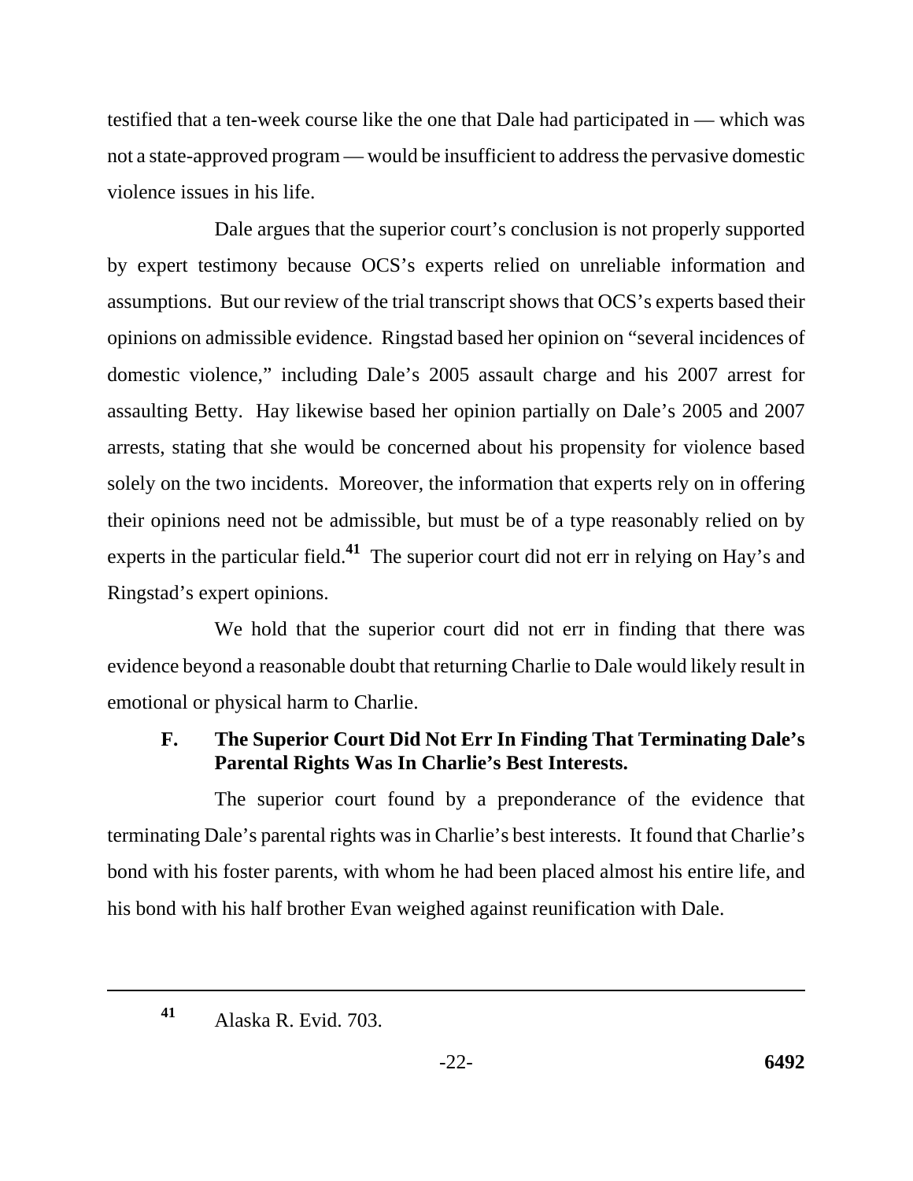testified that a ten-week course like the one that Dale had participated in — which was not a state-approved program — would be insufficient to address the pervasive domestic violence issues in his life.

Dale argues that the superior court's conclusion is not properly supported by expert testimony because OCS's experts relied on unreliable information and assumptions. But our review of the trial transcript shows that OCS's experts based their opinions on admissible evidence. Ringstad based her opinion on "several incidences of domestic violence," including Dale's 2005 assault charge and his 2007 arrest for assaulting Betty. Hay likewise based her opinion partially on Dale's 2005 and 2007 arrests, stating that she would be concerned about his propensity for violence based solely on the two incidents. Moreover, the information that experts rely on in offering their opinions need not be admissible, but must be of a type reasonably relied on by experts in the particular field.[41] The superior court did not err in relying on Hay's and Ringstad's expert opinions.

We hold that the superior court did not err in finding that there was evidence beyond a reasonable doubt that returning Charlie to Dale would likely result in emotional or physical harm to Charlie.

### F. The Superior Court Did Not Err In Finding That Terminating Dale's Parental Rights Was In Charlie's Best Interests.

The superior court found by a preponderance of the evidence that terminating Dale's parental rights was in Charlie's best interests. It found that Charlie's bond with his foster parents, with whom he had been placed almost his entire life, and his bond with his half brother Evan weighed against reunification with Dale.

---

[41] Alaska R. Evid. 703.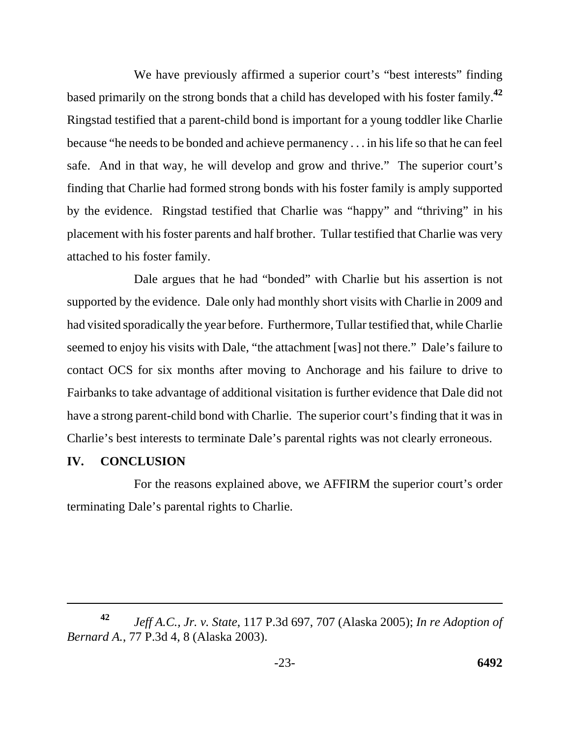We have previously affirmed a superior court's "best interests" finding based primarily on the strong bonds that a child has developed with his foster family.[42] Ringstad testified that a parent-child bond is important for a young toddler like Charlie because "he needs to be bonded and achieve permanency . . . in his life so that he can feel safe. And in that way, he will develop and grow and thrive." The superior court's finding that Charlie had formed strong bonds with his foster family is amply supported by the evidence. Ringstad testified that Charlie was "happy" and "thriving" in his placement with his foster parents and half brother. Tullar testified that Charlie was very attached to his foster family.

Dale argues that he had "bonded" with Charlie but his assertion is not supported by the evidence. Dale only had monthly short visits with Charlie in 2009 and had visited sporadically the year before. Furthermore, Tullar testified that, while Charlie seemed to enjoy his visits with Dale, "the attachment [was] not there." Dale's failure to contact OCS for six months after moving to Anchorage and his failure to drive to Fairbanks to take advantage of additional visitation is further evidence that Dale did not have a strong parent-child bond with Charlie. The superior court's finding that it was in Charlie's best interests to terminate Dale's parental rights was not clearly erroneous.

## IV. CONCLUSION

For the reasons explained above, we AFFIRM the superior court's order terminating Dale's parental rights to Charlie.

---

[42] *Jeff A.C., Jr. v. State*, 117 P.3d 697, 707 (Alaska 2005); *In re Adoption of Bernard A.*, 77 P.3d 4, 8 (Alaska 2003).